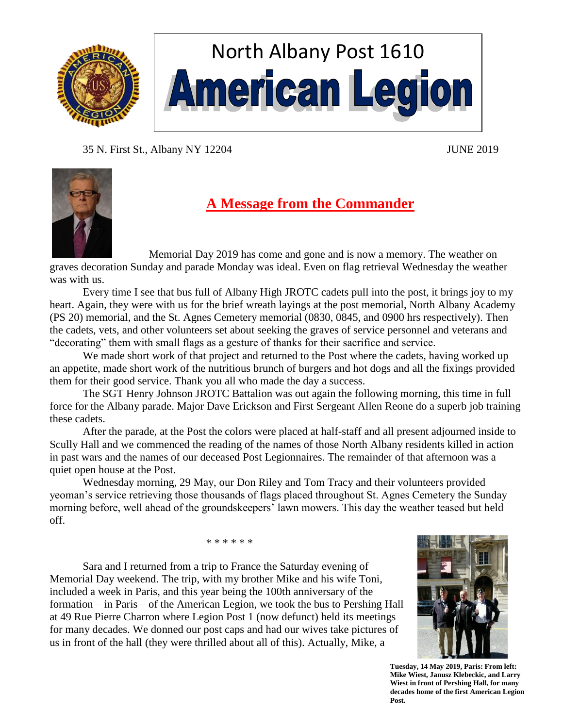# North Albany Post 1610
# American Legion

35 N. First St., Albany NY 12204 JUNE 2019

## A Message from the Commander

Memorial Day 2019 has come and gone and is now a memory. The weather on graves decoration Sunday and parade Monday was ideal. Even on flag retrieval Wednesday the weather was with us.

Every time I see that bus full of Albany High JROTC cadets pull into the post, it brings joy to my heart. Again, they were with us for the brief wreath layings at the post memorial, North Albany Academy (PS 20) memorial, and the St. Agnes Cemetery memorial (0830, 0845, and 0900 hrs respectively). Then the cadets, vets, and other volunteers set about seeking the graves of service personnel and veterans and "decorating" them with small flags as a gesture of thanks for their sacrifice and service.

We made short work of that project and returned to the Post where the cadets, having worked up an appetite, made short work of the nutritious brunch of burgers and hot dogs and all the fixings provided them for their good service. Thank you all who made the day a success.

The SGT Henry Johnson JROTC Battalion was out again the following morning, this time in full force for the Albany parade. Major Dave Erickson and First Sergeant Allen Reone do a superb job training these cadets.

After the parade, at the Post the colors were placed at half-staff and all present adjourned inside to Scully Hall and we commenced the reading of the names of those North Albany residents killed in action in past wars and the names of our deceased Post Legionnaires. The remainder of that afternoon was a quiet open house at the Post.

Wednesday morning, 29 May, our Don Riley and Tom Tracy and their volunteers provided yeoman's service retrieving those thousands of flags placed throughout St. Agnes Cemetery the Sunday morning before, well ahead of the groundskeepers' lawn mowers. This day the weather teased but held off.

\* \* \* \* \* \*

Sara and I returned from a trip to France the Saturday evening of Memorial Day weekend. The trip, with my brother Mike and his wife Toni, included a week in Paris, and this year being the 100th anniversary of the formation – in Paris – of the American Legion, we took the bus to Pershing Hall at 49 Rue Pierre Charron where Legion Post 1 (now defunct) held its meetings for many decades. We donned our post caps and had our wives take pictures of us in front of the hall (they were thrilled about all of this). Actually, Mike, a

**Tuesday, 14 May 2019, Paris: From left: Mike Wiest, Janusz Klebeckic, and Larry Wiest in front of Pershing Hall, for many decades home of the first American Legion Post.**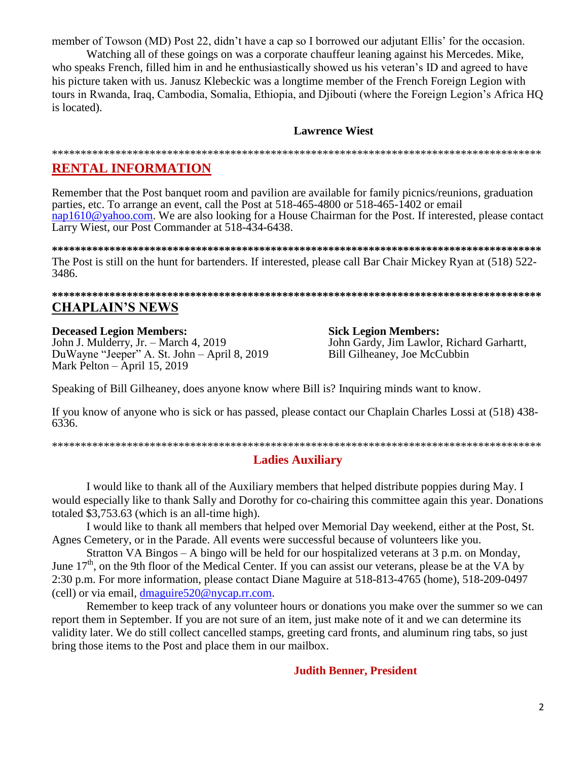member of Towson (MD) Post 22, didn't have a cap so I borrowed our adjutant Ellis' for the occasion.

Watching all of these goings on was a corporate chauffeur leaning against his Mercedes. Mike, who speaks French, filled him in and he enthusiastically showed us his veteran's ID and agreed to have his picture taken with us. Janusz Klebeckic was a longtime member of the French Foreign Legion with tours in Rwanda, Iraq, Cambodia, Somalia, Ethiopia, and Djibouti (where the Foreign Legion's Africa HQ is located).

**Lawrence Wiest**

*****************************************************************************************

## RENTAL INFORMATION

Remember that the Post banquet room and pavilion are available for family picnics/reunions, graduation parties, etc. To arrange an event, call the Post at 518-465-4800 or 518-465-1402 or email nap1610@yahoo.com. We are also looking for a House Chairman for the Post. If interested, please contact Larry Wiest, our Post Commander at 518-434-6438.

*****************************************************************************************

The Post is still on the hunt for bartenders. If interested, please call Bar Chair Mickey Ryan at (518) 522-3486.

*****************************************************************************************

## CHAPLAIN'S NEWS

**Deceased Legion Members:**
John J. Mulderry, Jr. – March 4, 2019
DuWayne "Jeeper" A. St. John – April 8, 2019
Mark Pelton – April 15, 2019

**Sick Legion Members:**
John Gardy, Jim Lawlor, Richard Garhartt, Bill Gilheaney, Joe McCubbin

Speaking of Bill Gilheaney, does anyone know where Bill is? Inquiring minds want to know.

If you know of anyone who is sick or has passed, please contact our Chaplain Charles Lossi at (518) 438-6336.

*****************************************************************************************

## Ladies Auxiliary

I would like to thank all of the Auxiliary members that helped distribute poppies during May. I would especially like to thank Sally and Dorothy for co-chairing this committee again this year. Donations totaled $3,753.63 (which is an all-time high).

I would like to thank all members that helped over Memorial Day weekend, either at the Post, St. Agnes Cemetery, or in the Parade. All events were successful because of volunteers like you.

Stratton VA Bingos – A bingo will be held for our hospitalized veterans at 3 p.m. on Monday, June 17th, on the 9th floor of the Medical Center. If you can assist our veterans, please be at the VA by 2:30 p.m. For more information, please contact Diane Maguire at 518-813-4765 (home), 518-209-0497 (cell) or via email, dmaguire520@nycap.rr.com.

Remember to keep track of any volunteer hours or donations you make over the summer so we can report them in September. If you are not sure of an item, just make note of it and we can determine its validity later. We do still collect cancelled stamps, greeting card fronts, and aluminum ring tabs, so just bring those items to the Post and place them in our mailbox.

**Judith Benner, President**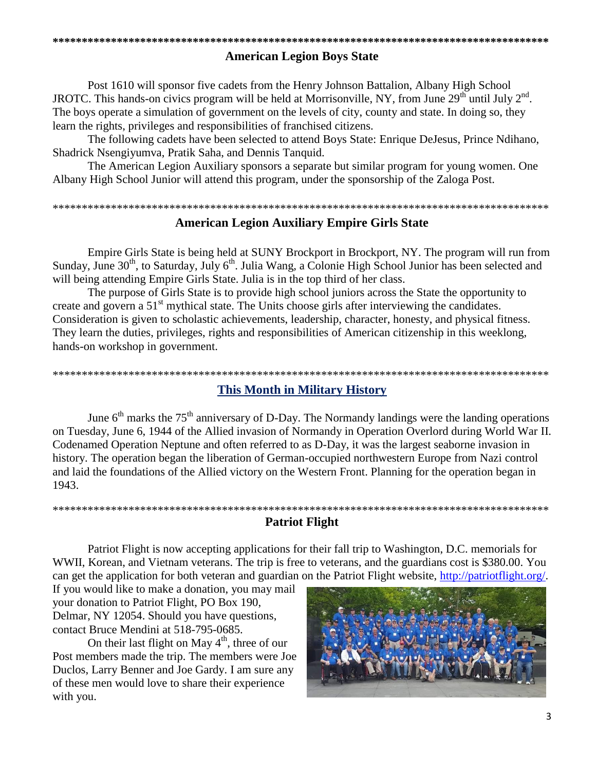## American Legion Boys State

Post 1610 will sponsor five cadets from the Henry Johnson Battalion, Albany High School JROTC. This hands-on civics program will be held at Morrisonville, NY, from June 29th until July 2nd. The boys operate a simulation of government on the levels of city, county and state. In doing so, they learn the rights, privileges and responsibilities of franchised citizens.

The following cadets have been selected to attend Boys State: Enrique DeJesus, Prince Ndihano, Shadrick Nsengiyumva, Pratik Saha, and Dennis Tanquid.

The American Legion Auxiliary sponsors a separate but similar program for young women. One Albany High School Junior will attend this program, under the sponsorship of the Zaloga Post.

## American Legion Auxiliary Empire Girls State

Empire Girls State is being held at SUNY Brockport in Brockport, NY. The program will run from Sunday, June 30th, to Saturday, July 6th. Julia Wang, a Colonie High School Junior has been selected and will being attending Empire Girls State. Julia is in the top third of her class.

The purpose of Girls State is to provide high school juniors across the State the opportunity to create and govern a 51st mythical state. The Units choose girls after interviewing the candidates. Consideration is given to scholastic achievements, leadership, character, honesty, and physical fitness. They learn the duties, privileges, rights and responsibilities of American citizenship in this weeklong, hands-on workshop in government.

## This Month in Military History

June 6th marks the 75th anniversary of D-Day. The Normandy landings were the landing operations on Tuesday, June 6, 1944 of the Allied invasion of Normandy in Operation Overlord during World War II. Codenamed Operation Neptune and often referred to as D-Day, it was the largest seaborne invasion in history. The operation began the liberation of German-occupied northwestern Europe from Nazi control and laid the foundations of the Allied victory on the Western Front. Planning for the operation began in 1943.

## Patriot Flight

Patriot Flight is now accepting applications for their fall trip to Washington, D.C. memorials for WWII, Korean, and Vietnam veterans. The trip is free to veterans, and the guardians cost is $380.00. You can get the application for both veteran and guardian on the Patriot Flight website, http://patriotflight.org/. If you would like to make a donation, you may mail your donation to Patriot Flight, PO Box 190, Delmar, NY 12054. Should you have questions, contact Bruce Mendini at 518-795-0685.

On their last flight on May 4th, three of our Post members made the trip. The members were Joe Duclos, Larry Benner and Joe Gardy. I am sure any of these men would love to share their experience with you.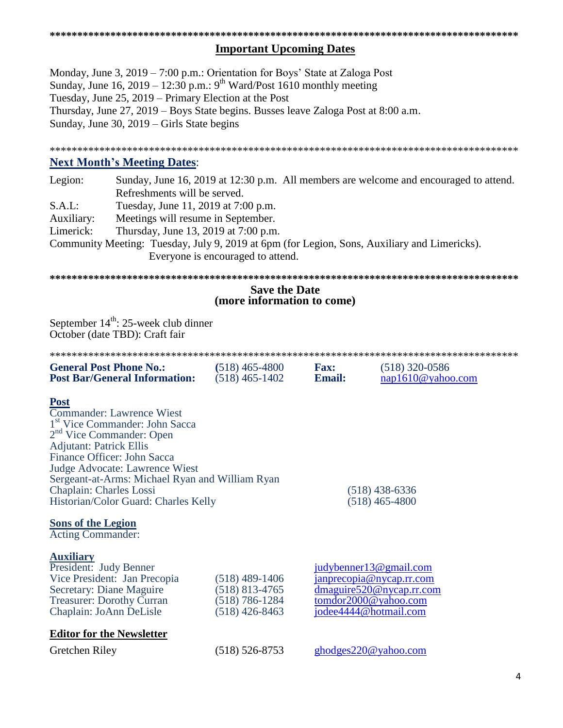****************************************************************************************

## Important Upcoming Dates

Monday, June 3, 2019 – 7:00 p.m.: Orientation for Boys' State at Zaloga Post
Sunday, June 16, 2019 – 12:30 p.m.: 9th Ward/Post 1610 monthly meeting
Tuesday, June 25, 2019 – Primary Election at the Post
Thursday, June 27, 2019 – Boys State begins. Busses leave Zaloga Post at 8:00 a.m.
Sunday, June 30, 2019 – Girls State begins

****************************************************************************************

## Next Month's Meeting Dates:

Legion: Sunday, June 16, 2019 at 12:30 p.m. All members are welcome and encouraged to attend. Refreshments will be served.
S.A.L: Tuesday, June 11, 2019 at 7:00 p.m.
Auxiliary: Meetings will resume in September.
Limerick: Thursday, June 13, 2019 at 7:00 p.m.
Community Meeting: Tuesday, July 9, 2019 at 6pm (for Legion, Sons, Auxiliary and Limericks). Everyone is encouraged to attend.

****************************************************************************************

## Save the Date
**(more information to come)**

September 14th: 25-week club dinner
October (date TBD): Craft fair

****************************************************************************************

| | | | |
|---|---|---|---|
| **General Post Phone No.:** | (518) 465-4800 | **Fax:** | (518) 320-0586 |
| **Post Bar/General Information:** | (518) 465-1402 | **Email:** | nap1610@yahoo.com |

**Post**

Commander: Lawrence Wiest
1st Vice Commander: John Sacca
2nd Vice Commander: Open
Adjutant: Patrick Ellis
Finance Officer: John Sacca
Judge Advocate: Lawrence Wiest
Sergeant-at-Arms: Michael Ryan and William Ryan
Chaplain: Charles Lossi (518) 438-6336
Historian/Color Guard: Charles Kelly (518) 465-4800

**Sons of the Legion**

Acting Commander:

**Auxiliary**

| | | |
|---|---|---|
| President: Judy Benner | | judybenner13@gmail.com |
| Vice President: Jan Precopia | (518) 489-1406 | janprecopia@nycap.rr.com |
| Secretary: Diane Maguire | (518) 813-4765 | dmaguire520@nycap.rr.com |
| Treasurer: Dorothy Curran | (518) 786-1284 | tomdor2000@yahoo.com |
| Chaplain: JoAnn DeLisle | (518) 426-8463 | jodee4444@hotmail.com |

**Editor for the Newsletter**

Gretchen Riley (518) 526-8753 ghodges220@yahoo.com